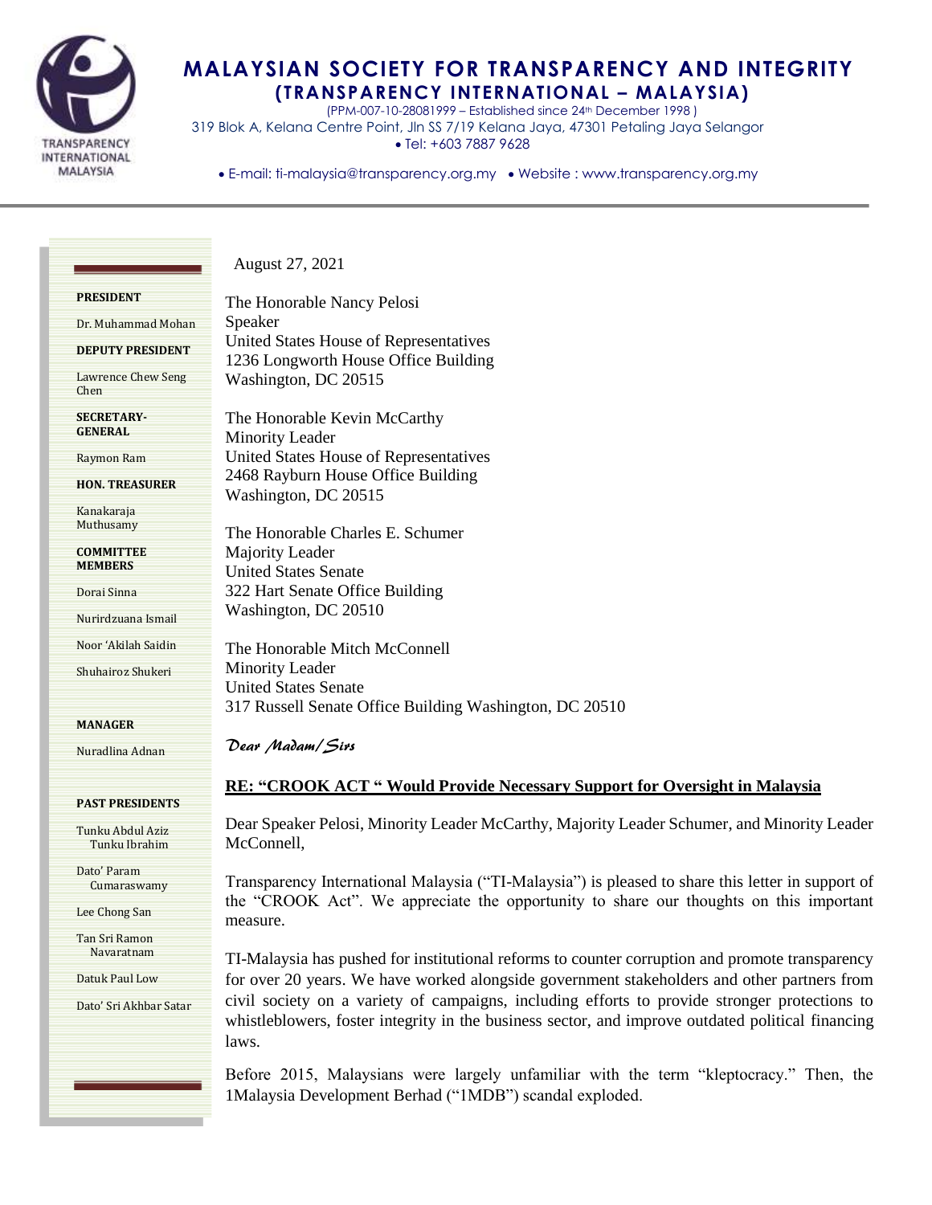# MALAYSIAN SOCIETY FOR TRANSPARENCY AND INTEGRITY
## (TRANSPARENCY INTERNATIONAL – MALAYSIA)

(PPM-007-10-28081999 – Established since 24th December 1998 )
319 Blok A, Kelana Centre Point, Jln SS 7/19 Kelana Jaya, 47301 Petaling Jaya Selangor
• Tel: +603 7887 9628

• E-mail: ti-malaysia@transparency.org.my • Website : www.transparency.org.my

**PRESIDENT**

Dr. Muhammad Mohan

**DEPUTY PRESIDENT**

Lawrence Chew Seng Chen

**SECRETARY-GENERAL**

Raymon Ram

**HON. TREASURER**

Kanakaraja Muthusamy

**COMMITTEE MEMBERS**

Dorai Sinna

Nurirdzuana Ismail

Noor 'Akilah Saidin

Shuhairoz Shukeri

**MANAGER**

Nuradlina Adnan

**PAST PRESIDENTS**

Tunku Abdul Aziz Tunku Ibrahim

Dato' Param Cumaraswamy

Lee Chong San

Tan Sri Ramon Navaratnam

Datuk Paul Low

Dato' Sri Akhbar Satar

August 27, 2021

The Honorable Nancy Pelosi
Speaker
United States House of Representatives
1236 Longworth House Office Building
Washington, DC 20515

The Honorable Kevin McCarthy
Minority Leader
United States House of Representatives
2468 Rayburn House Office Building
Washington, DC 20515

The Honorable Charles E. Schumer
Majority Leader
United States Senate
322 Hart Senate Office Building
Washington, DC 20510

The Honorable Mitch McConnell
Minority Leader
United States Senate
317 Russell Senate Office Building Washington, DC 20510

*Dear Madam/Sirs*

**RE: "CROOK ACT " Would Provide Necessary Support for Oversight in Malaysia**

Dear Speaker Pelosi, Minority Leader McCarthy, Majority Leader Schumer, and Minority Leader McConnell,

Transparency International Malaysia ("TI-Malaysia") is pleased to share this letter in support of the "CROOK Act". We appreciate the opportunity to share our thoughts on this important measure.

TI-Malaysia has pushed for institutional reforms to counter corruption and promote transparency for over 20 years. We have worked alongside government stakeholders and other partners from civil society on a variety of campaigns, including efforts to provide stronger protections to whistleblowers, foster integrity in the business sector, and improve outdated political financing laws.

Before 2015, Malaysians were largely unfamiliar with the term "kleptocracy." Then, the 1Malaysia Development Berhad ("1MDB") scandal exploded.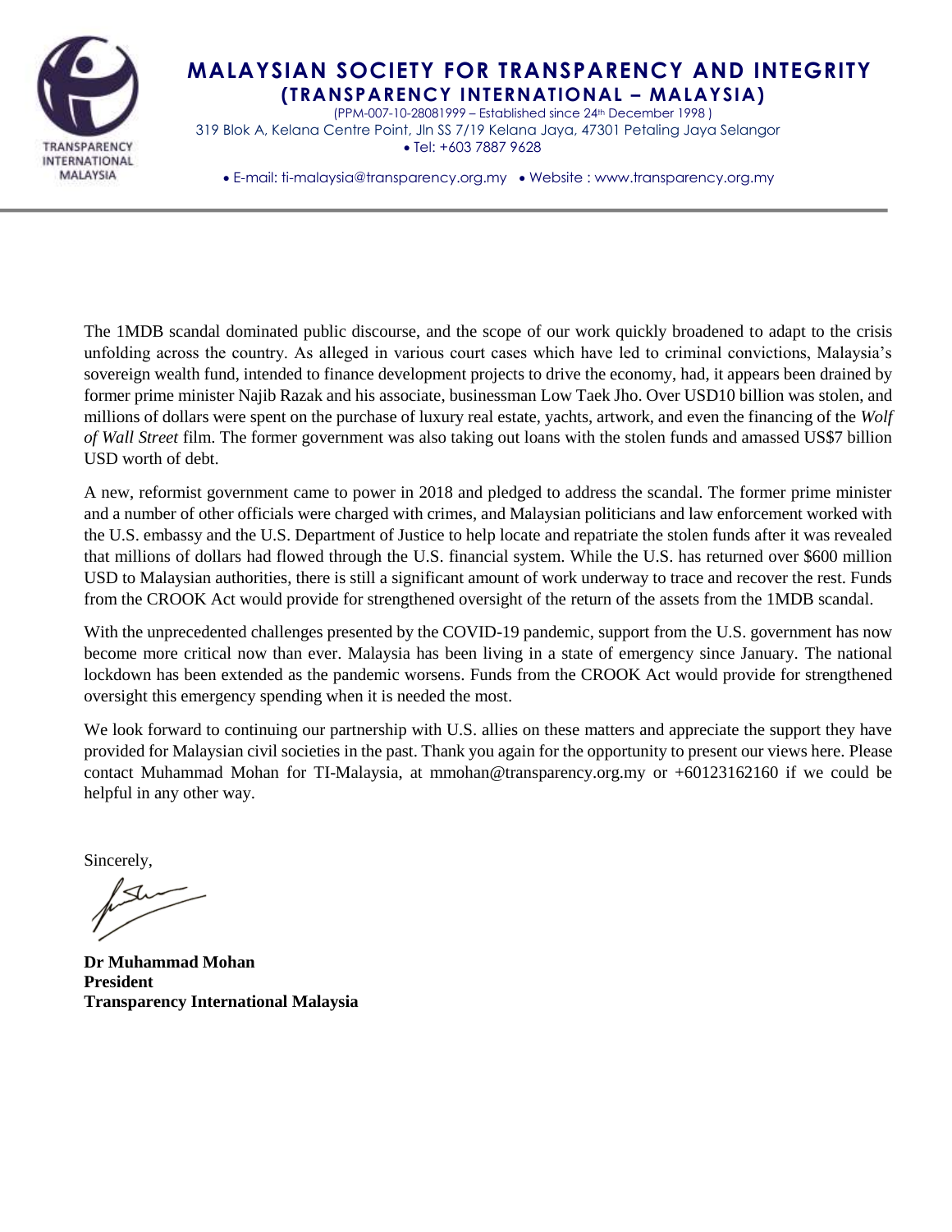# MALAYSIAN SOCIETY FOR TRANSPARENCY AND INTEGRITY
## (TRANSPARENCY INTERNATIONAL – MALAYSIA)

(PPM-007-10-28081999 – Established since 24th December 1998 )
319 Blok A, Kelana Centre Point, Jln SS 7/19 Kelana Jaya, 47301 Petaling Jaya Selangor
• Tel: +603 7887 9628

• E-mail: ti-malaysia@transparency.org.my • Website : www.transparency.org.my

---

The 1MDB scandal dominated public discourse, and the scope of our work quickly broadened to adapt to the crisis unfolding across the country. As alleged in various court cases which have led to criminal convictions, Malaysia's sovereign wealth fund, intended to finance development projects to drive the economy, had, it appears been drained by former prime minister Najib Razak and his associate, businessman Low Taek Jho. Over USD10 billion was stolen, and millions of dollars were spent on the purchase of luxury real estate, yachts, artwork, and even the financing of the *Wolf of Wall Street* film. The former government was also taking out loans with the stolen funds and amassed US$7 billion USD worth of debt.

A new, reformist government came to power in 2018 and pledged to address the scandal. The former prime minister and a number of other officials were charged with crimes, and Malaysian politicians and law enforcement worked with the U.S. embassy and the U.S. Department of Justice to help locate and repatriate the stolen funds after it was revealed that millions of dollars had flowed through the U.S. financial system. While the U.S. has returned over $600 million USD to Malaysian authorities, there is still a significant amount of work underway to trace and recover the rest. Funds from the CROOK Act would provide for strengthened oversight of the return of the assets from the 1MDB scandal.

With the unprecedented challenges presented by the COVID-19 pandemic, support from the U.S. government has now become more critical now than ever. Malaysia has been living in a state of emergency since January. The national lockdown has been extended as the pandemic worsens. Funds from the CROOK Act would provide for strengthened oversight this emergency spending when it is needed the most.

We look forward to continuing our partnership with U.S. allies on these matters and appreciate the support they have provided for Malaysian civil societies in the past. Thank you again for the opportunity to present our views here. Please contact Muhammad Mohan for TI-Malaysia, at mmohan@transparency.org.my or +60123162160 if we could be helpful in any other way.

Sincerely,

**Dr Muhammad Mohan**
**President**
**Transparency International Malaysia**